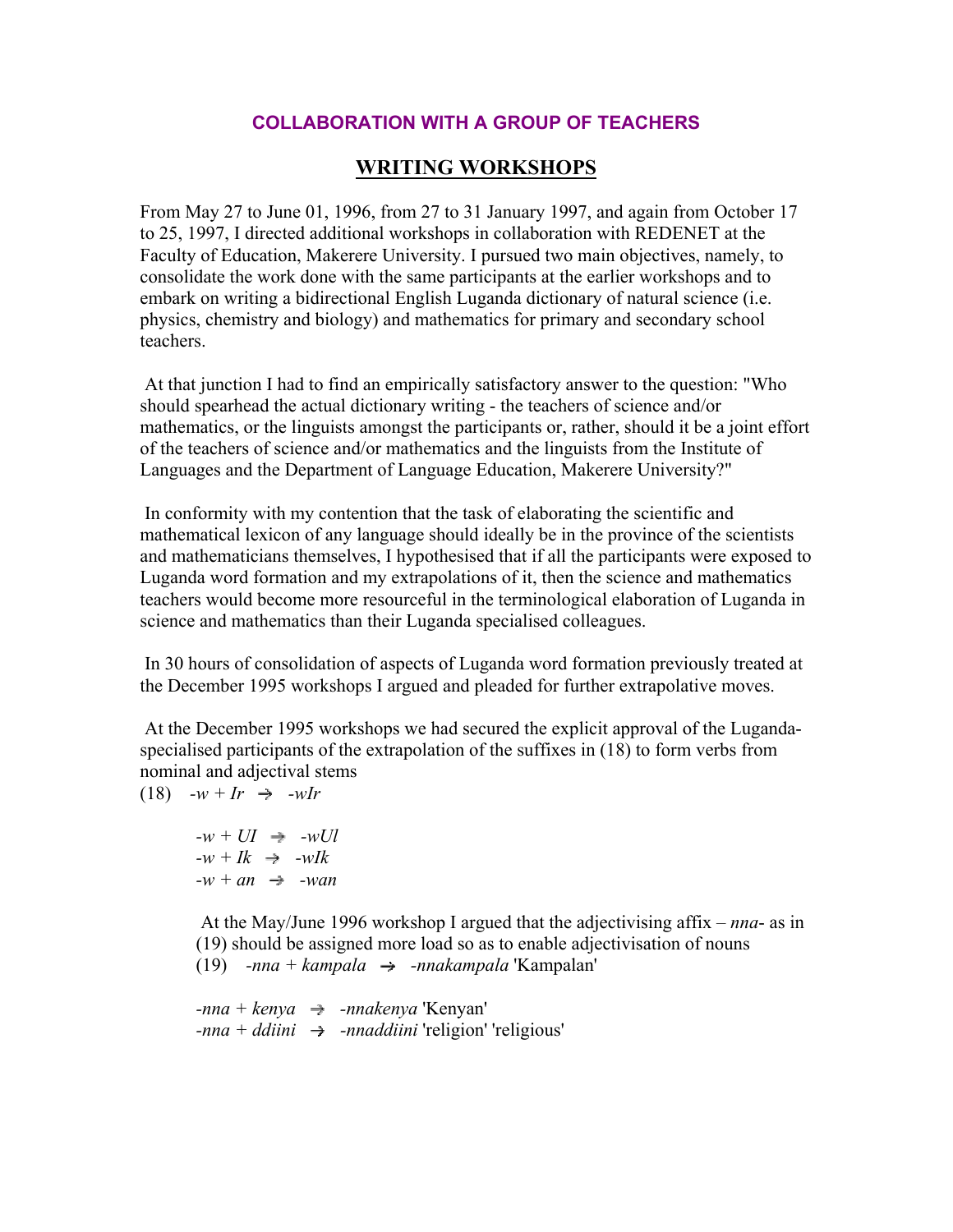## COLLABORATION WITH A GROUP OF TEACHERS

## WRITING WORKSHOPS

From May 27 to June 01, 1996, from 27 to 31 January 1997, and again from October 17 to 25, 1997, I directed additional workshops in collaboration with REDENET at the Faculty of Education, Makerere University. I pursued two main objectives, namely, to consolidate the work done with the same participants at the earlier workshops and to embark on writing a bidirectional English Luganda dictionary of natural science (i.e. physics, chemistry and biology) and mathematics for primary and secondary school teachers.

At that junction I had to find an empirically satisfactory answer to the question: "Who should spearhead the actual dictionary writing - the teachers of science and/or mathematics, or the linguists amongst the participants or, rather, should it be a joint effort of the teachers of science and/or mathematics and the linguists from the Institute of Languages and the Department of Language Education, Makerere University?"

In conformity with my contention that the task of elaborating the scientific and mathematical lexicon of any language should ideally be in the province of the scientists and mathematicians themselves, I hypothesised that if all the participants were exposed to Luganda word formation and my extrapolations of it, then the science and mathematics teachers would become more resourceful in the terminological elaboration of Luganda in science and mathematics than their Luganda specialised colleagues.

In 30 hours of consolidation of aspects of Luganda word formation previously treated at the December 1995 workshops I argued and pleaded for further extrapolative moves.

At the December 1995 workshops we had secured the explicit approval of the Luganda-specialised participants of the extrapolation of the suffixes in (18) to form verbs from nominal and adjectival stems

(18) *-w + Ir* → *-wIr*

*-w + UI* → *-wUl*
*-w + Ik* → *-wIk*
*-w + an* → *-wan*

At the May/June 1996 workshop I argued that the adjectivising affix – *nna-* as in (19) should be assigned more load so as to enable adjectivisation of nouns

(19) *-nna + kampala* → *-nnakampala* 'Kampalan'

*-nna + kenya* → *-nnakenya* 'Kenyan'
*-nna + ddiini* → *-nnaddiini* 'religion' 'religious'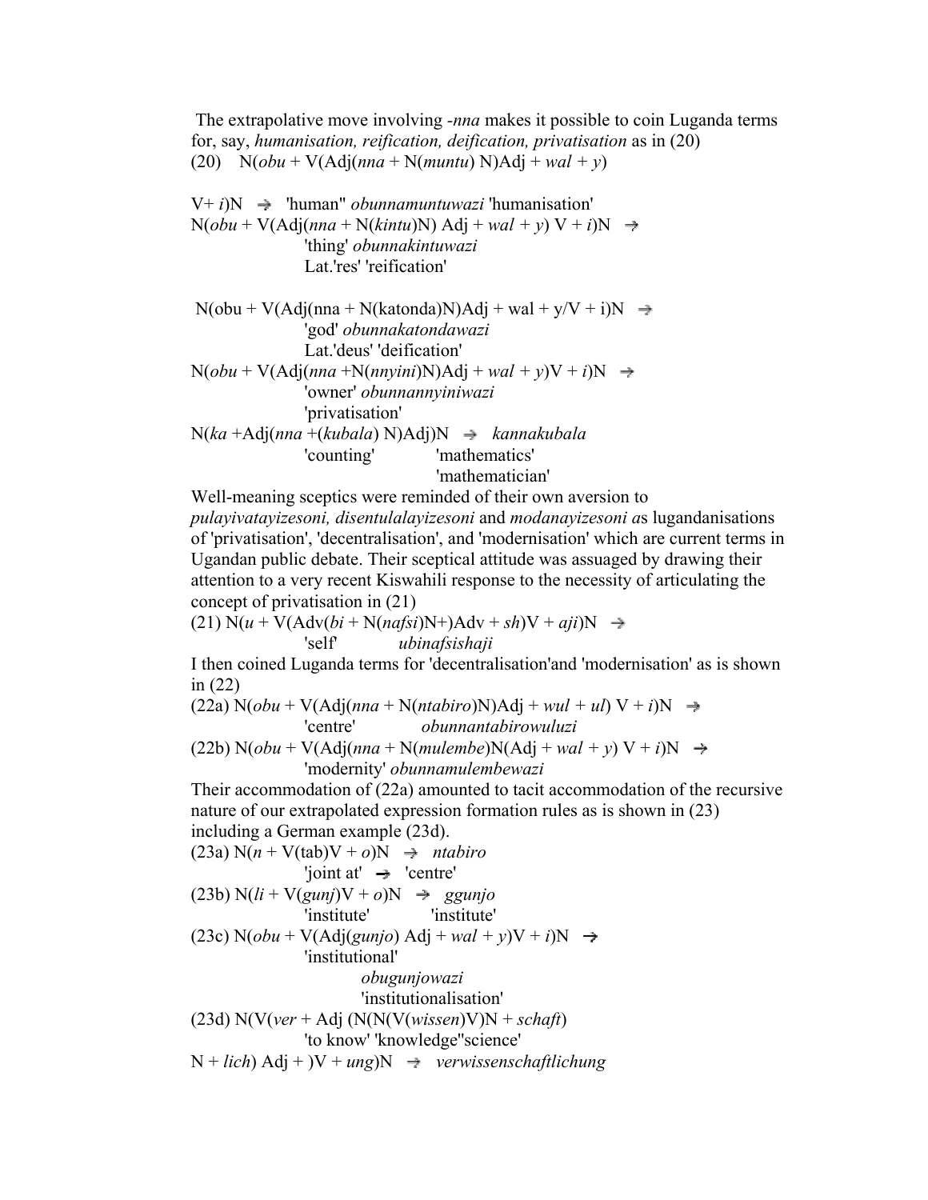The extrapolative move involving *-nna* makes it possible to coin Luganda terms for, say, *humanisation, reification, deification, privatisation* as in (20)

(20) N(*obu* + V(Adj(*nna* + N(*muntu*) N)Adj + *wal* + *y*)

V+ *i*)N → 'human" *obunnamuntuwazi* 'humanisation'

N(*obu* + V(Adj(*nna* + N(*kintu*)N) Adj + *wal* + *y*) V + *i*)N →
'thing' *obunnakintuwazi*
Lat.'res' 'reification'

N(obu + V(Adj(nna + N(katonda)N)Adj + wal + y/V + i)N →
'god' *obunnakatondawazi*
Lat.'deus' 'deification'

N(*obu* + V(Adj(*nna* +N(*nnyini*)N)Adj + *wal* + *y*)V + *i*)N →
'owner' *obunnannyiniwazi*
'privatisation'

N(*ka* +Adj(*nna* +(*kubala*) N)Adj)N → *kannakubala*
'counting' 'mathematics'
'mathematician'

Well-meaning sceptics were reminded of their own aversion to *pulayivatayizesoni, disentulalayizesoni* and *modanayizesoni a*s lugandanisations of 'privatisation', 'decentralisation', and 'modernisation' which are current terms in Ugandan public debate. Their sceptical attitude was assuaged by drawing their attention to a very recent Kiswahili response to the necessity of articulating the concept of privatisation in (21)

(21) N(*u* + V(Adv(*bi* + N(*nafsi*)N+)Adv + *sh*)V + *aji*)N →
'self' *ubinafsishaji*

I then coined Luganda terms for 'decentralisation'and 'modernisation' as is shown in (22)

(22a) N(*obu* + V(Adj(*nna* + N(*ntabiro*)N)Adj + *wul* + *ul*) V + *i*)N →
'centre' *obunnantabirowuluzi*

(22b) N(*obu* + V(Adj(*nna* + N(*mulembe*)N(Adj + *wal* + *y*) V + *i*)N →
'modernity' *obunnamulembewazi*

Their accommodation of (22a) amounted to tacit accommodation of the recursive nature of our extrapolated expression formation rules as is shown in (23) including a German example (23d).

(23a) N(*n* + V(tab)V + *o*)N → *ntabiro*
'joint at' → 'centre'

(23b) N(*li* + V(*gunj*)V + *o*)N → *ggunjo*
'institute' 'institute'

(23c) N(*obu* + V(Adj(*gunjo*) Adj + *wal* + *y*)V + *i*)N →
'institutional'
*obugunjowazi*
'institutionalisation'

(23d) N(V(*ver* + Adj (N(N(V(*wissen*)V)N + *schaft*)
'to know' 'knowledge''science'
N + *lich*) Adj + )V + *ung*)N → *verwissenschaftlichung*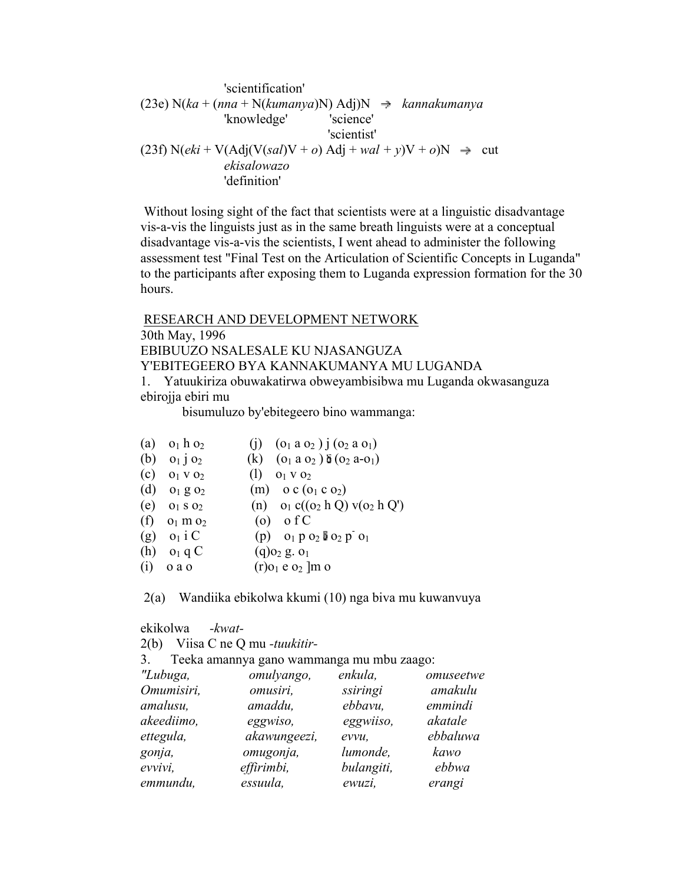'scientification'

(23e) N(*ka* + (*nna* + N(*kumanya*)N) Adj)N ⇒ *kannakumanya*
'knowledge' 'science'
'scientist'

(23f) N(*eki* + V(Adj(V(*sal*)V + *o*) Adj + *wal* + *y*)V + *o*)N ⇒ cut
*ekisalowazo*
'definition'

Without losing sight of the fact that scientists were at a linguistic disadvantage vis-a-vis the linguists just as in the same breath linguists were at a conceptual disadvantage vis-a-vis the scientists, I went ahead to administer the following assessment test "Final Test on the Articulation of Scientific Concepts in Luganda" to the participants after exposing them to Luganda expression formation for the 30 hours.

RESEARCH AND DEVELOPMENT NETWORK

30th May, 1996

EBIBUUZO NSALESALE KU NJASANGUZA

Y'EBITEGEERO BYA KANNAKUMANYA MU LUGANDA

1. Yatuukiriza obuwakatirwa obweyambisibwa mu Luganda okwasanguza ebirojja ebiri mu bisumuluzo by'ebitegeero bino wammanga:

(a) $o_1$ h $o_2$
(b) $o_1$ j $o_2$
(c) $o_1$ v $o_2$
(d) $o_1$ g $o_2$
(e) $o_1$ s $o_2$
(f) $o_1$ m $o_2$
(g) $o_1$ i C
(h) $o_1$ q C
(i) o a o
(j) ($o_1$ a $o_2$ ) j ($o_2$ a $o_1$)
(k) ($o_1$ a $o_2$ ) ▯ ($o_2$ a-$o_1$)
(l) $o_1$ v $o_2$
(m) o c ($o_1$ c $o_2$)
(n) $o_1$ c(($o_2$ h Q) v($o_2$ h Q')
(o) o f C
(p) $o_1$ p $o_2$ ▯ $o_2$ $p^-$ $o_1$
(q) $o_2$ g. $o_1$
(r) $o_1$ e $o_2$ ]m o

2(a) Wandiika ebikolwa kkumi (10) nga biva mu kuwanvuya

ekikolwa *-kwat-*

2(b) Viisa C ne Q mu *-tuukitir-*

3. Teeka amannya gano wammanga mu mbu zaago:

| | | | |
|---|---|---|---|
| *"Lubuga,* | *omulyango,* | *enkula,* | *omuseetwe* |
| *Omumisiri,* | *omusiri,* | *ssiringi* | *amakulu* |
| *amalusu,* | *amaddu,* | *ebbavu,* | *emmindi* |
| *akeediimo,* | *eggwiso,* | *eggwiiso,* | *akatale* |
| *ettegula,* | *akawungeezi,* | *evvu,* | *ebbaluwa* |
| *gonja,* | *omugonja,* | *lumonde,* | *kawo* |
| *evvivi,* | *effirimbi,* | *bulangiti,* | *ebbwa* |
| *emmundu,* | *essuula,* | *ewuzi,* | *erangi* |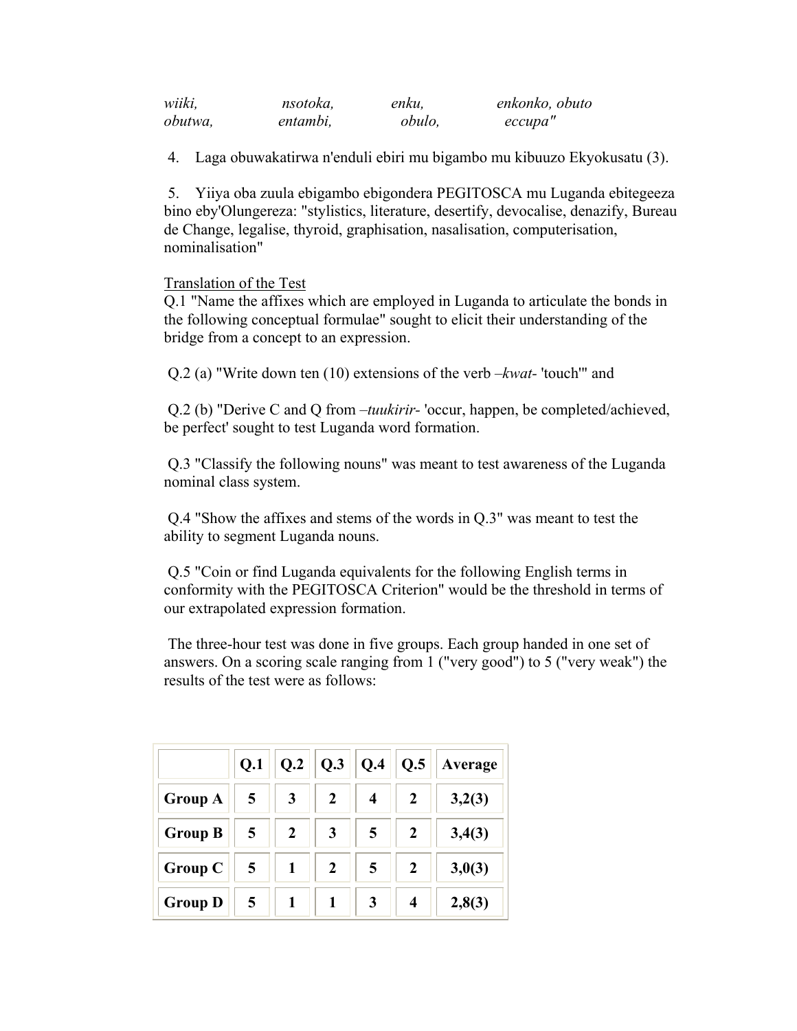*wiiki, nsotoka, enku, enkonko, obuto obutwa, entambi, obulo, eccupa"*

4. Laga obuwakatirwa n'enduli ebiri mu bigambo mu kibuuzo Ekyokusatu (3).

5. Yiiya oba zuula ebigambo ebigondera PEGITOSCA mu Luganda ebitegeeza bino eby'Olungereza: "stylistics, literature, desertify, devocalise, denazify, Bureau de Change, legalise, thyroid, graphisation, nasalisation, computerisation, nominalisation"

Translation of the Test

Q.1 "Name the affixes which are employed in Luganda to articulate the bonds in the following conceptual formulae" sought to elicit their understanding of the bridge from a concept to an expression.

Q.2 (a) "Write down ten (10) extensions of the verb *–kwat-* 'touch'" and

Q.2 (b) "Derive C and Q from *–tuukirir-* 'occur, happen, be completed/achieved, be perfect' sought to test Luganda word formation.

Q.3 "Classify the following nouns" was meant to test awareness of the Luganda nominal class system.

Q.4 "Show the affixes and stems of the words in Q.3" was meant to test the ability to segment Luganda nouns.

Q.5 "Coin or find Luganda equivalents for the following English terms in conformity with the PEGITOSCA Criterion" would be the threshold in terms of our extrapolated expression formation.

The three-hour test was done in five groups. Each group handed in one set of answers. On a scoring scale ranging from 1 ("very good") to 5 ("very weak") the results of the test were as follows:

| | Q.1 | Q.2 | Q.3 | Q.4 | Q.5 | Average |
|---|---|---|---|---|---|---|
| **Group A** | 5 | 3 | 2 | 4 | 2 | 3,2(3) |
| **Group B** | 5 | 2 | 3 | 5 | 2 | 3,4(3) |
| **Group C** | 5 | 1 | 2 | 5 | 2 | 3,0(3) |
| **Group D** | 5 | 1 | 1 | 3 | 4 | 2,8(3) |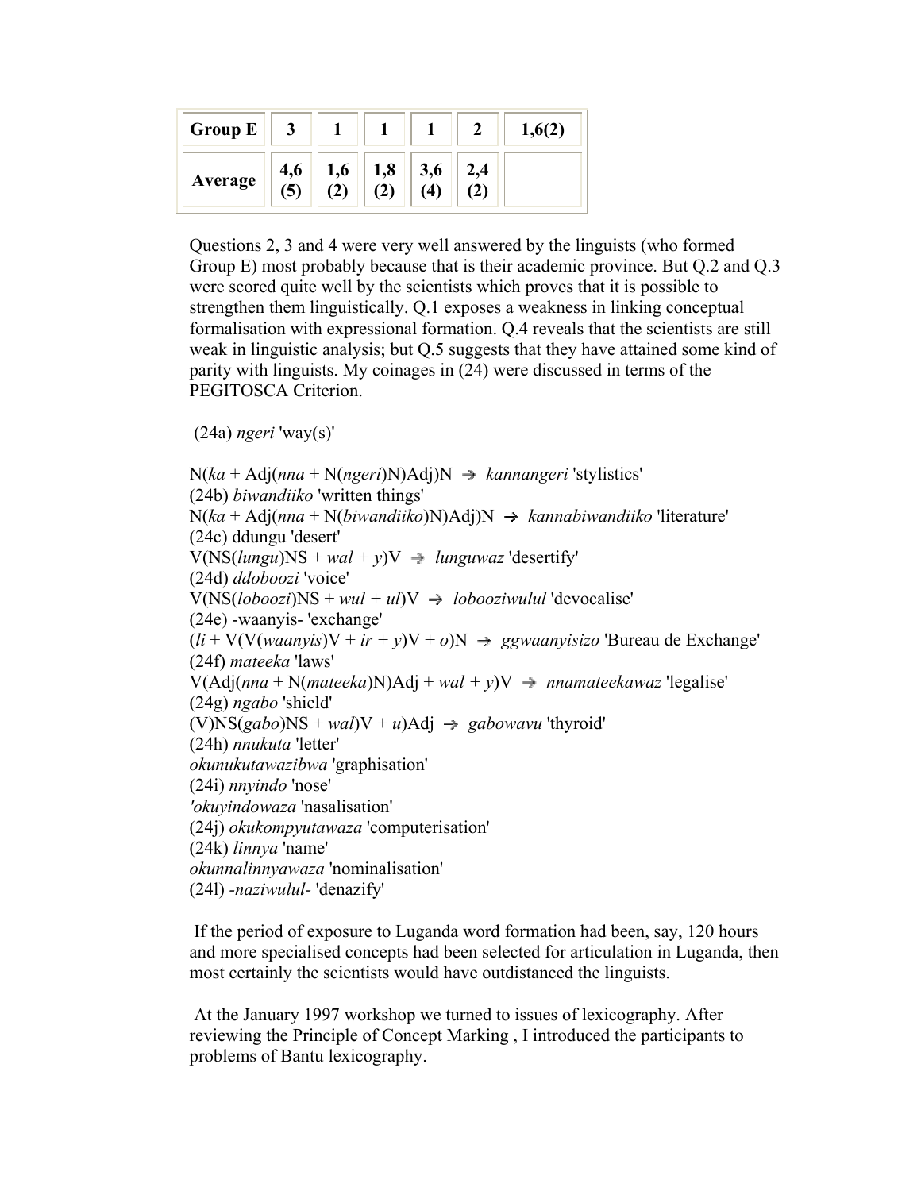| Group E | 3 | 1 | 1 | 1 | 2 | 1,6(2) |
|---|---|---|---|---|---|---|
| Average | 4,6 (5) | 1,6 (2) | 1,8 (2) | 3,6 (4) | 2,4 (2) | |

Questions 2, 3 and 4 were very well answered by the linguists (who formed Group E) most probably because that is their academic province. But Q.2 and Q.3 were scored quite well by the scientists which proves that it is possible to strengthen them linguistically. Q.1 exposes a weakness in linking conceptual formalisation with expressional formation. Q.4 reveals that the scientists are still weak in linguistic analysis; but Q.5 suggests that they have attained some kind of parity with linguists. My coinages in (24) were discussed in terms of the PEGITOSCA Criterion.

(24a) *ngeri* 'way(s)'

N(*ka* + Adj(*nna* + N(*ngeri*)N)Adj)N → *kannangeri* 'stylistics'
(24b) *biwandiiko* 'written things'
N(*ka* + Adj(*nna* + N(*biwandiiko*)N)Adj)N → *kannabiwandiiko* 'literature'
(24c) ddungu 'desert'
V(NS(*lungu*)NS + *wal* + *y*)V → *lunguwaz* 'desertify'
(24d) *ddoboozi* 'voice'
V(NS(*loboozi*)NS + *wul* + *ul*)V → *looboziwulul* 'devocalise'
(24e) -waanyis- 'exchange'
(*li* + V(V(*waanyis*)V + *ir* + *y*)V + *o*)N → *ggwaanyisizo* 'Bureau de Exchange'
(24f) *mateeka* 'laws'
V(Adj(*nna* + N(*mateeka*)N)Adj + *wal* + *y*)V → *nnamateekawaz* 'legalise'
(24g) *ngabo* 'shield'
(V)NS(*gabo*)NS + *wal*)V + *u*)Adj → *gabowavu* 'thyroid'
(24h) *nnukuta* 'letter'
*okunukutawazibwa* 'graphisation'
(24i) *nnyindo* 'nose'
*'okuyindowaza* 'nasalisation'
(24j) *okukompyutawaza* 'computerisation'
(24k) *linnya* 'name'
*okunnalinnyawaza* 'nominalisation'
(24l) *-naziwulul-* 'denazify'

If the period of exposure to Luganda word formation had been, say, 120 hours and more specialised concepts had been selected for articulation in Luganda, then most certainly the scientists would have outdistanced the linguists.

At the January 1997 workshop we turned to issues of lexicography. After reviewing the Principle of Concept Marking , I introduced the participants to problems of Bantu lexicography.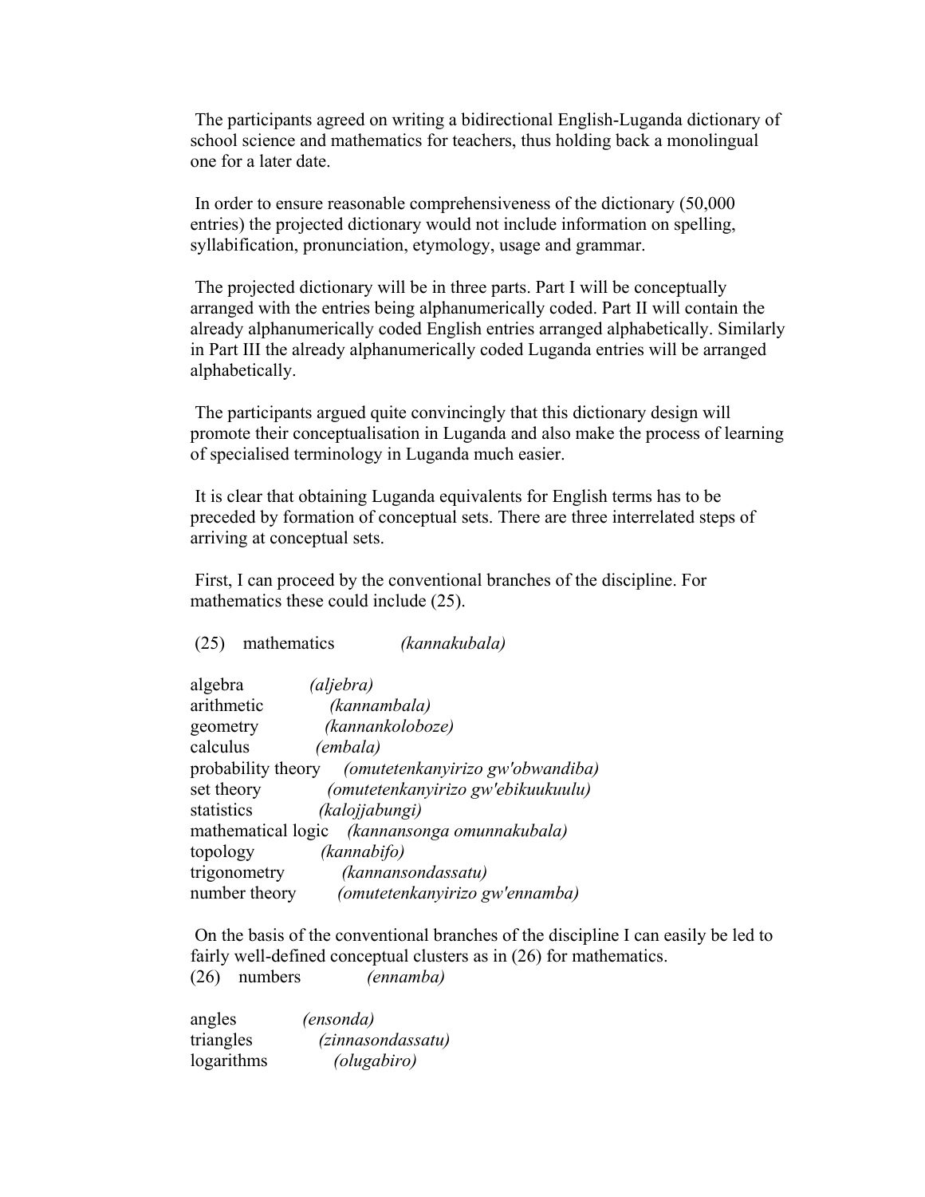The participants agreed on writing a bidirectional English-Luganda dictionary of school science and mathematics for teachers, thus holding back a monolingual one for a later date.

In order to ensure reasonable comprehensiveness of the dictionary (50,000 entries) the projected dictionary would not include information on spelling, syllabification, pronunciation, etymology, usage and grammar.

The projected dictionary will be in three parts. Part I will be conceptually arranged with the entries being alphanumerically coded. Part II will contain the already alphanumerically coded English entries arranged alphabetically. Similarly in Part III the already alphanumerically coded Luganda entries will be arranged alphabetically.

The participants argued quite convincingly that this dictionary design will promote their conceptualisation in Luganda and also make the process of learning of specialised terminology in Luganda much easier.

It is clear that obtaining Luganda equivalents for English terms has to be preceded by formation of conceptual sets. There are three interrelated steps of arriving at conceptual sets.

First, I can proceed by the conventional branches of the discipline. For mathematics these could include (25).

(25) mathematics *(kannakubala)*

algebra *(aljebra)*
arithmetic *(kannambala)*
geometry *(kannankoloboze)*
calculus *(embala)*
probability theory *(omutetenkanyirizo gw'obwandiba)*
set theory *(omutetenkanyirizo gw'ebikuukuulu)*
statistics *(kalojjabungi)*
mathematical logic *(kannansonga omunnakubala)*
topology *(kannabifo)*
trigonometry *(kannansondassatu)*
number theory *(omutetenkanyirizo gw'ennamba)*

On the basis of the conventional branches of the discipline I can easily be led to fairly well-defined conceptual clusters as in (26) for mathematics.

(26) numbers *(ennamba)*

angles *(ensonda)*
triangles *(zinnasondassatu)*
logarithms *(olugabiro)*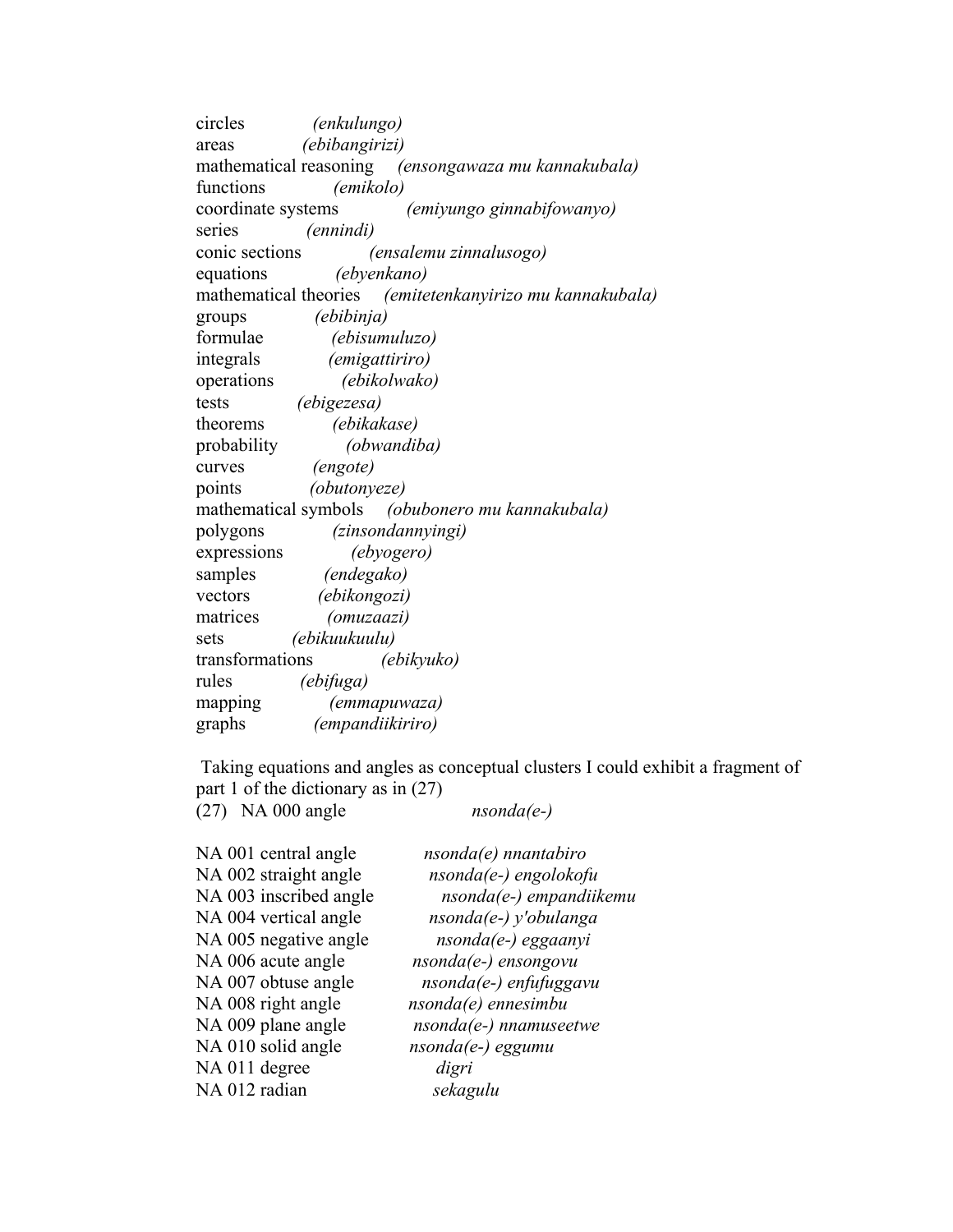circles *(enkulungo)*
areas *(ebibangirizi)*
mathematical reasoning *(ensongawaza mu kannakubala)*
functions *(emikolo)*
coordinate systems *(emiyungo ginnabifowanyo)*
series *(ennindi)*
conic sections *(ensalemu zinnalusogo)*
equations *(ebyenkano)*
mathematical theories *(emitetenkanyirizo mu kannakubala)*
groups *(ebibinja)*
formulae *(ebisumuluzo)*
integrals *(emigattiriro)*
operations *(ebikolwako)*
tests *(ebigezesa)*
theorems *(ebikakase)*
probability *(obwandiba)*
curves *(engote)*
points *(obutonyeze)*
mathematical symbols *(obubonero mu kannakubala)*
polygons *(zinsondannyingi)*
expressions *(ebyogero)*
samples *(endegako)*
vectors *(ebikongozi)*
matrices *(omuzaazi)*
sets *(ebikuukuulu)*
transformations *(ebikyuko)*
rules *(ebifuga)*
mapping *(emmapuwaza)*
graphs *(empandiikiriro)*

Taking equations and angles as conceptual clusters I could exhibit a fragment of part 1 of the dictionary as in (27)

(27) NA 000 angle *nsonda(e-)*

NA 001 central angle *nsonda(e) nnantabiro*
NA 002 straight angle *nsonda(e-) engolokofu*
NA 003 inscribed angle *nsonda(e-) empandiikemu*
NA 004 vertical angle *nsonda(e-) y'obulanga*
NA 005 negative angle *nsonda(e-) eggaanyi*
NA 006 acute angle *nsonda(e-) ensongovu*
NA 007 obtuse angle *nsonda(e-) enfufuggavu*
NA 008 right angle *nsonda(e) ennesimbu*
NA 009 plane angle *nsonda(e-) nnamuseetwe*
NA 010 solid angle *nsonda(e-) eggumu*
NA 011 degree *digri*
NA 012 radian *sekagulu*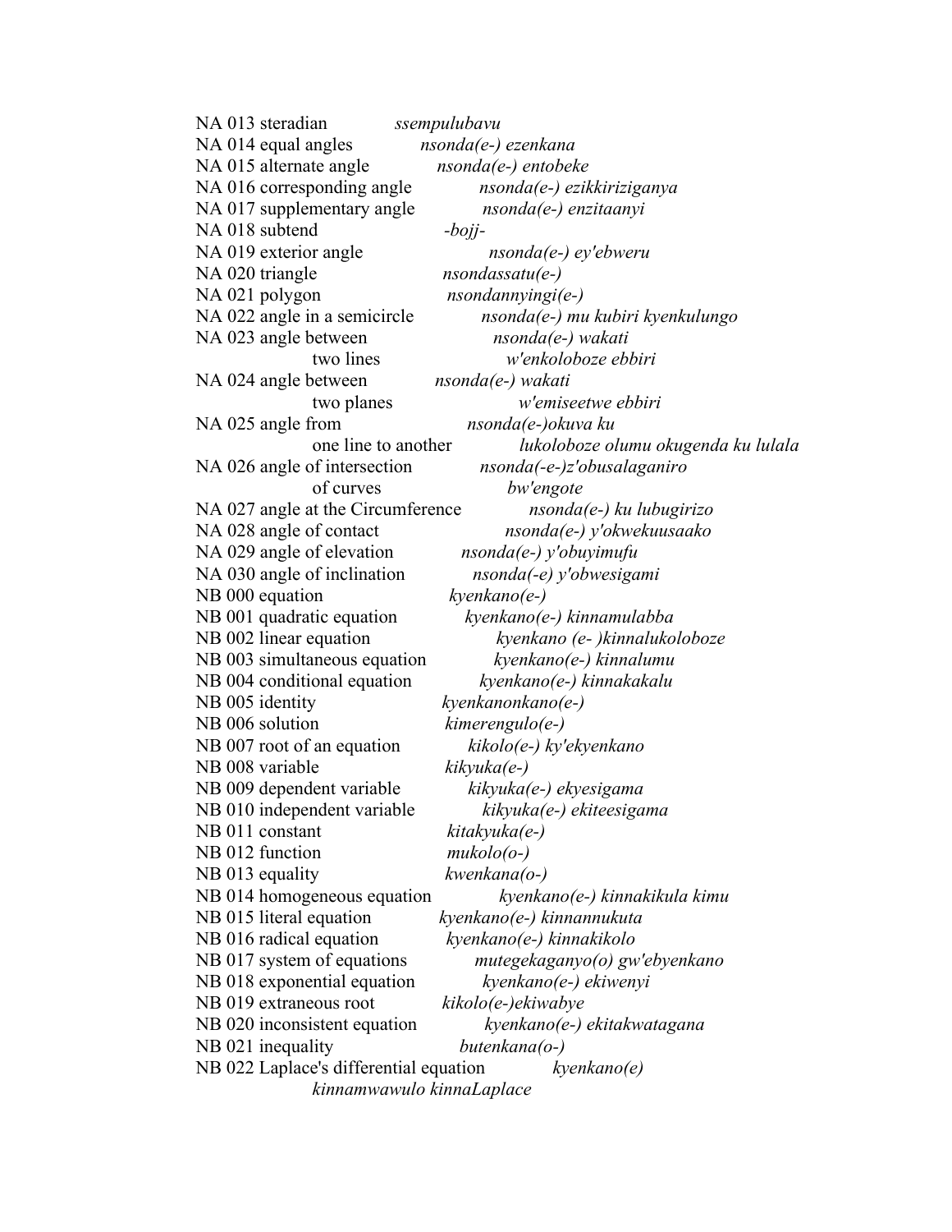NA 013 steradian *ssempulubavu*
NA 014 equal angles *nsonda(e-) ezenkana*
NA 015 alternate angle *nsonda(e-) entobeke*
NA 016 corresponding angle *nsonda(e-) ezikkiriziganya*
NA 017 supplementary angle *nsonda(e-) enzitaanyi*
NA 018 subtend *-bojj-*
NA 019 exterior angle *nsonda(e-) ey'ebweru*
NA 020 triangle *nsondassatu(e-)*
NA 021 polygon *nsondannyingi(e-)*
NA 022 angle in a semicircle *nsonda(e-) mu kubiri kyenkulungo*
NA 023 angle between two lines *nsonda(e-) wakati w'enkoloboze ebbiri*
NA 024 angle between two planes *nsonda(e-) wakati w'emiseetwe ebbiri*
NA 025 angle from one line to another *nsonda(e-)okuva ku lukoloboze olumu okugenda ku lulala*
NA 026 angle of intersection of curves *nsonda(-e-)z'obusalaganiro bw'engote*
NA 027 angle at the Circumference *nsonda(e-) ku lubugirizo*
NA 028 angle of contact *nsonda(e-) y'okwekuusaako*
NA 029 angle of elevation *nsonda(e-) y'obuyimufu*
NA 030 angle of inclination *nsonda(-e) y'obwesigami*
NB 000 equation *kyenkano(e-)*
NB 001 quadratic equation *kyenkano(e-) kinnamulabba*
NB 002 linear equation *kyenkano (e- )kinnalukoloboze*
NB 003 simultaneous equation *kyenkano(e-) kinnalumu*
NB 004 conditional equation *kyenkano(e-) kinnakakalu*
NB 005 identity *kyenkanonkano(e-)*
NB 006 solution *kimerengulo(e-)*
NB 007 root of an equation *kikolo(e-) ky'ekyenkano*
NB 008 variable *kikyuka(e-)*
NB 009 dependent variable *kikyuka(e-) ekyesigama*
NB 010 independent variable *kikyuka(e-) ekiteesigama*
NB 011 constant *kitakyuka(e-)*
NB 012 function *mukolo(o-)*
NB 013 equality *kwenkana(o-)*
NB 014 homogeneous equation *kyenkano(e-) kinnakikula kimu*
NB 015 literal equation *kyenkano(e-) kinnannukuta*
NB 016 radical equation *kyenkano(e-) kinnakikolo*
NB 017 system of equations *mutegekaganyo(o) gw'ebyenkano*
NB 018 exponential equation *kyenkano(e-) ekiwenyi*
NB 019 extraneous root *kikolo(e-)ekiwabye*
NB 020 inconsistent equation *kyenkano(e-) ekitakwatagana*
NB 021 inequality *butenkana(o-)*
NB 022 Laplace's differential equation *kyenkano(e) kinnamwawulo kinnaLaplace*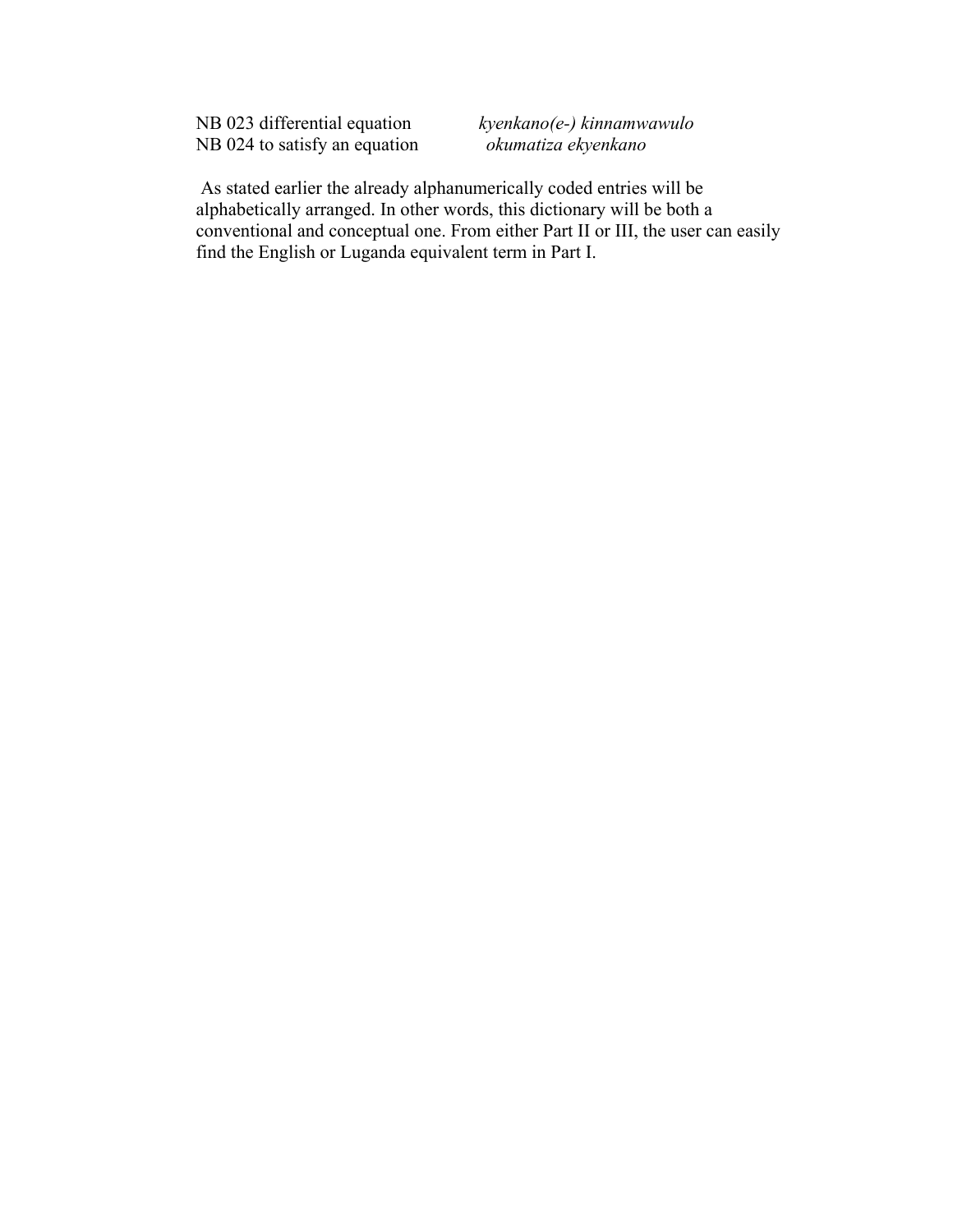| | |
|---|---|
| NB 023 differential equation | *kyenkano(e-) kinnamwawulo* |
| NB 024 to satisfy an equation | *okumatiza ekyenkano* |

As stated earlier the already alphanumerically coded entries will be alphabetically arranged. In other words, this dictionary will be both a conventional and conceptual one. From either Part II or III, the user can easily find the English or Luganda equivalent term in Part I.